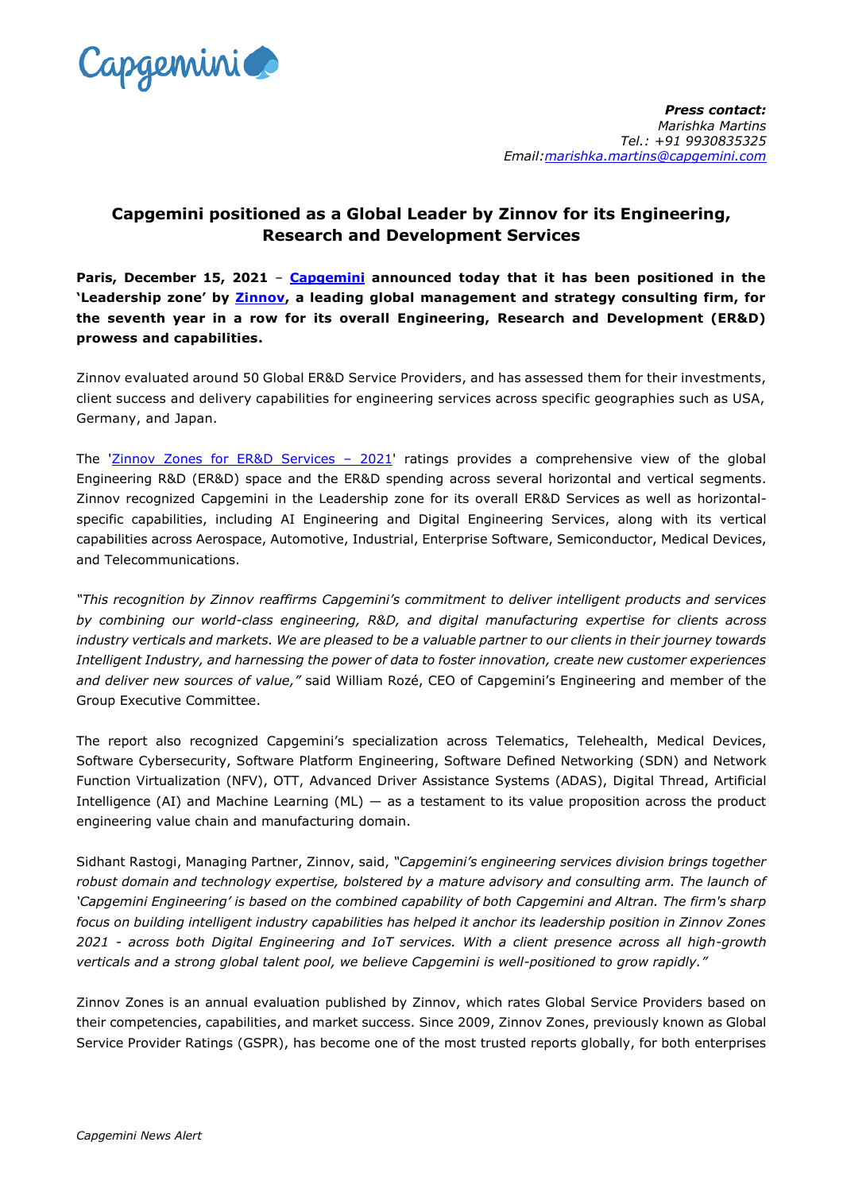***Press contact:***
*Marishka Martins*
*Tel.: +91 9930835325*
*Email:[marishka.martins@capgemini.com](mailto:marishka.martins@capgemini.com)*

## Capgemini positioned as a Global Leader by Zinnov for its Engineering, Research and Development Services

**Paris, December 15, 2021** – **[Capgemini](https://www.capgemini.com) announced today that it has been positioned in the 'Leadership zone' by [Zinnov](https://zinnov.com), a leading global management and strategy consulting firm, for the seventh year in a row for its overall Engineering, Research and Development (ER&D) prowess and capabilities.**

Zinnov evaluated around 50 Global ER&D Service Providers, and has assessed them for their investments, client success and delivery capabilities for engineering services across specific geographies such as USA, Germany, and Japan.

The '[Zinnov Zones for ER&D Services – 2021](#)' ratings provides a comprehensive view of the global Engineering R&D (ER&D) space and the ER&D spending across several horizontal and vertical segments. Zinnov recognized Capgemini in the Leadership zone for its overall ER&D Services as well as horizontal-specific capabilities, including AI Engineering and Digital Engineering Services, along with its vertical capabilities across Aerospace, Automotive, Industrial, Enterprise Software, Semiconductor, Medical Devices, and Telecommunications.

*"This recognition by Zinnov reaffirms Capgemini's commitment to deliver intelligent products and services by combining our world-class engineering, R&D, and digital manufacturing expertise for clients across industry verticals and markets. We are pleased to be a valuable partner to our clients in their journey towards Intelligent Industry, and harnessing the power of data to foster innovation, create new customer experiences and deliver new sources of value,"* said William Rozé, CEO of Capgemini's Engineering and member of the Group Executive Committee.

The report also recognized Capgemini's specialization across Telematics, Telehealth, Medical Devices, Software Cybersecurity, Software Platform Engineering, Software Defined Networking (SDN) and Network Function Virtualization (NFV), OTT, Advanced Driver Assistance Systems (ADAS), Digital Thread, Artificial Intelligence (AI) and Machine Learning (ML) — as a testament to its value proposition across the product engineering value chain and manufacturing domain.

Sidhant Rastogi, Managing Partner, Zinnov, said, *"Capgemini's engineering services division brings together robust domain and technology expertise, bolstered by a mature advisory and consulting arm. The launch of 'Capgemini Engineering' is based on the combined capability of both Capgemini and Altran. The firm's sharp focus on building intelligent industry capabilities has helped it anchor its leadership position in Zinnov Zones 2021 - across both Digital Engineering and IoT services. With a client presence across all high-growth verticals and a strong global talent pool, we believe Capgemini is well-positioned to grow rapidly."*

Zinnov Zones is an annual evaluation published by Zinnov, which rates Global Service Providers based on their competencies, capabilities, and market success. Since 2009, Zinnov Zones, previously known as Global Service Provider Ratings (GSPR), has become one of the most trusted reports globally, for both enterprises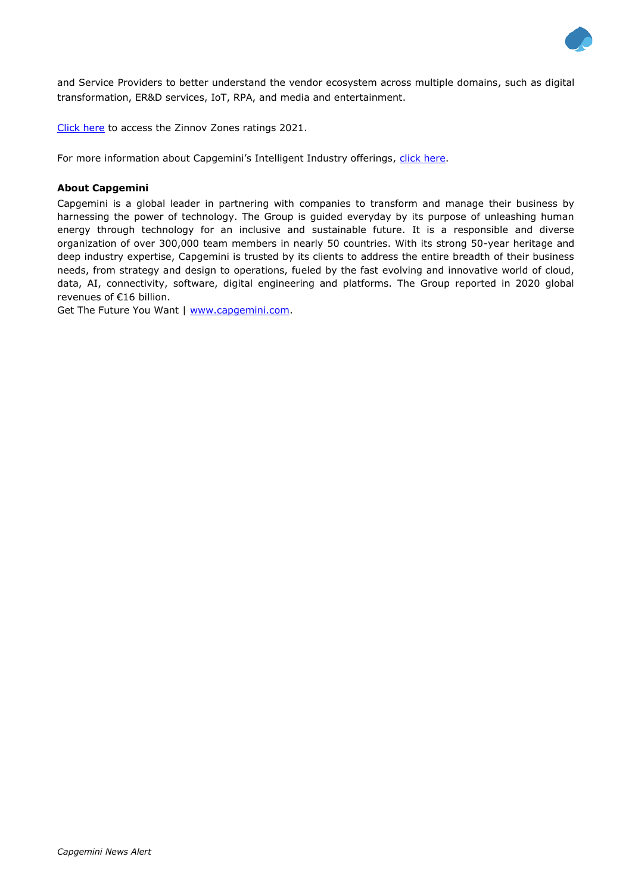and Service Providers to better understand the vendor ecosystem across multiple domains, such as digital transformation, ER&D services, IoT, RPA, and media and entertainment.

Click here to access the Zinnov Zones ratings 2021.

For more information about Capgemini's Intelligent Industry offerings, click here.

**About Capgemini**

Capgemini is a global leader in partnering with companies to transform and manage their business by harnessing the power of technology. The Group is guided everyday by its purpose of unleashing human energy through technology for an inclusive and sustainable future. It is a responsible and diverse organization of over 300,000 team members in nearly 50 countries. With its strong 50-year heritage and deep industry expertise, Capgemini is trusted by its clients to address the entire breadth of their business needs, from strategy and design to operations, fueled by the fast evolving and innovative world of cloud, data, AI, connectivity, software, digital engineering and platforms. The Group reported in 2020 global revenues of €16 billion.
Get The Future You Want | www.capgemini.com.